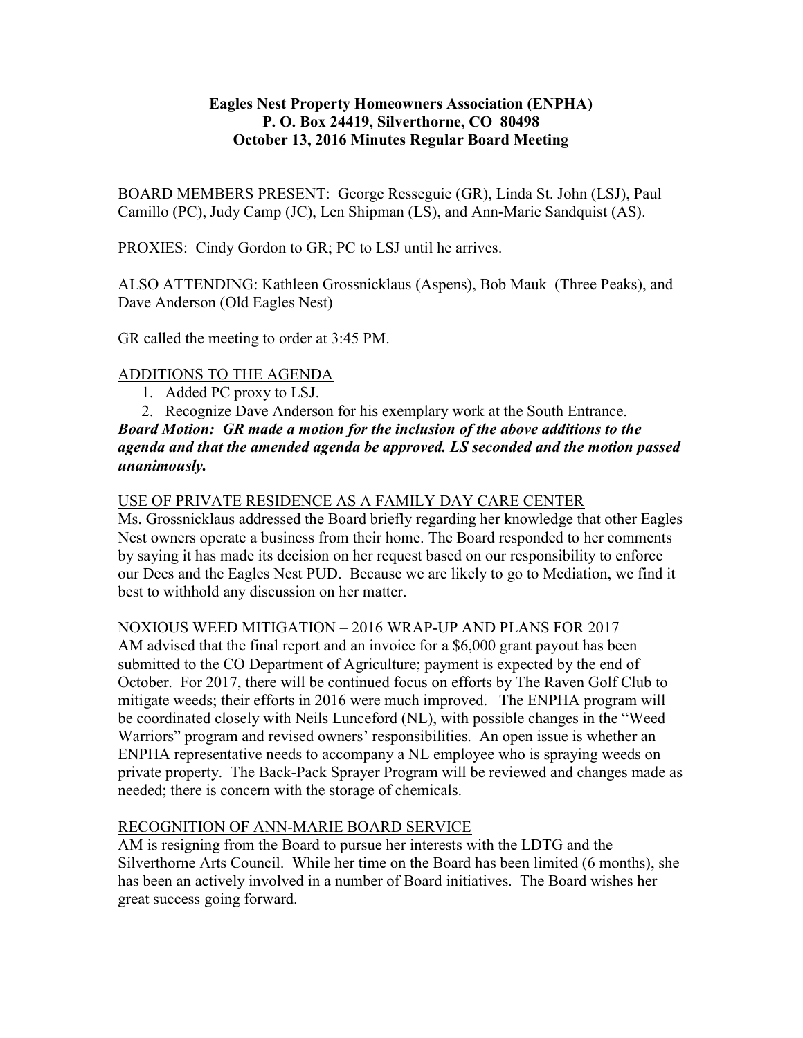**Eagles Nest Property Homeowners Association (ENPHA)**
**P. O. Box 24419, Silverthorne, CO 80498**
**October 13, 2016 Minutes Regular Board Meeting**

BOARD MEMBERS PRESENT: George Resseguie (GR), Linda St. John (LSJ), Paul Camillo (PC), Judy Camp (JC), Len Shipman (LS), and Ann-Marie Sandquist (AS).

PROXIES: Cindy Gordon to GR; PC to LSJ until he arrives.

ALSO ATTENDING: Kathleen Grossnicklaus (Aspens), Bob Mauk (Three Peaks), and Dave Anderson (Old Eagles Nest)

GR called the meeting to order at 3:45 PM.

ADDITIONS TO THE AGENDA

1. Added PC proxy to LSJ.
2. Recognize Dave Anderson for his exemplary work at the South Entrance.

***Board Motion: GR made a motion for the inclusion of the above additions to the agenda and that the amended agenda be approved. LS seconded and the motion passed unanimously.***

USE OF PRIVATE RESIDENCE AS A FAMILY DAY CARE CENTER

Ms. Grossnicklaus addressed the Board briefly regarding her knowledge that other Eagles Nest owners operate a business from their home. The Board responded to her comments by saying it has made its decision on her request based on our responsibility to enforce our Decs and the Eagles Nest PUD. Because we are likely to go to Mediation, we find it best to withhold any discussion on her matter.

NOXIOUS WEED MITIGATION – 2016 WRAP-UP AND PLANS FOR 2017

AM advised that the final report and an invoice for a $6,000 grant payout has been submitted to the CO Department of Agriculture; payment is expected by the end of October. For 2017, there will be continued focus on efforts by The Raven Golf Club to mitigate weeds; their efforts in 2016 were much improved. The ENPHA program will be coordinated closely with Neils Lunceford (NL), with possible changes in the "Weed Warriors" program and revised owners' responsibilities. An open issue is whether an ENPHA representative needs to accompany a NL employee who is spraying weeds on private property. The Back-Pack Sprayer Program will be reviewed and changes made as needed; there is concern with the storage of chemicals.

RECOGNITION OF ANN-MARIE BOARD SERVICE

AM is resigning from the Board to pursue her interests with the LDTG and the Silverthorne Arts Council. While her time on the Board has been limited (6 months), she has been an actively involved in a number of Board initiatives. The Board wishes her great success going forward.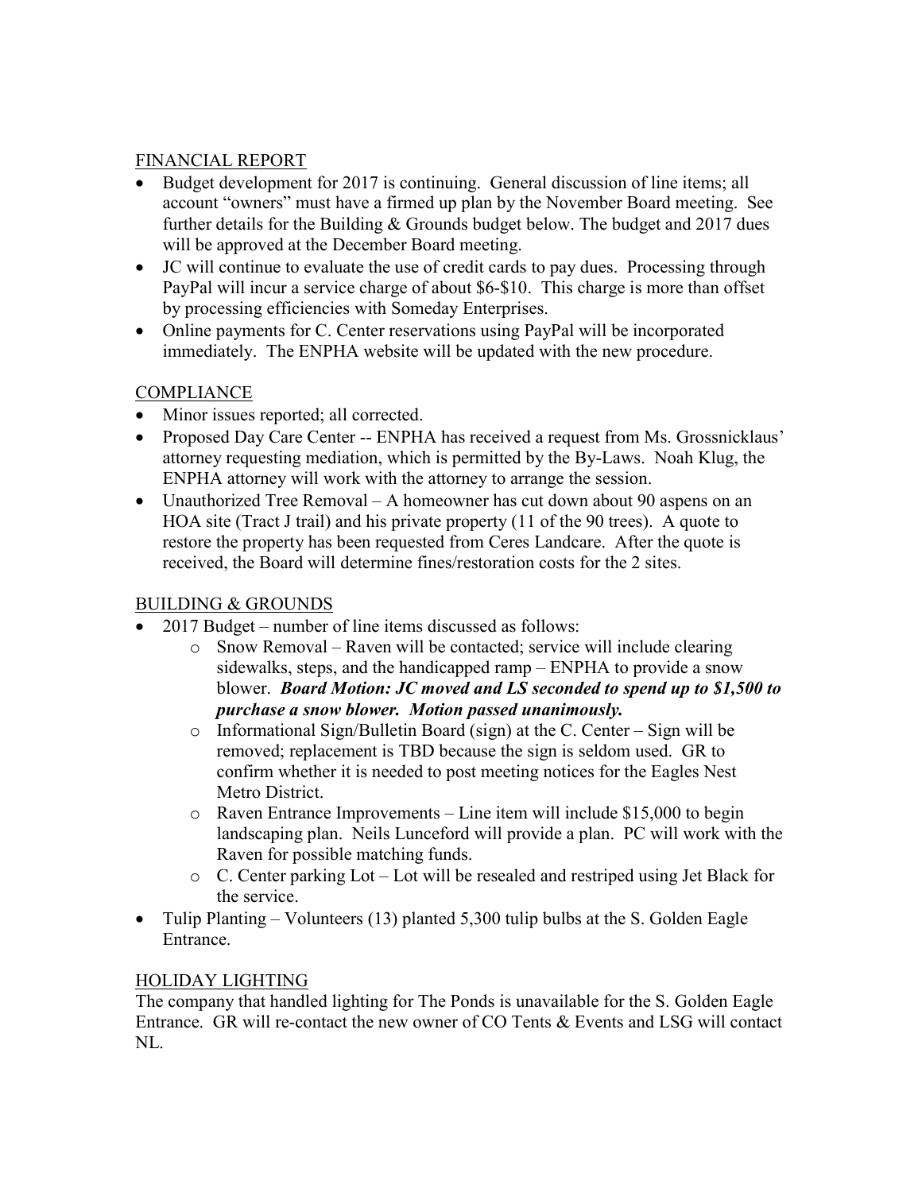## FINANCIAL REPORT

- Budget development for 2017 is continuing. General discussion of line items; all account "owners" must have a firmed up plan by the November Board meeting. See further details for the Building & Grounds budget below. The budget and 2017 dues will be approved at the December Board meeting.
- JC will continue to evaluate the use of credit cards to pay dues. Processing through PayPal will incur a service charge of about $6-$10. This charge is more than offset by processing efficiencies with Someday Enterprises.
- Online payments for C. Center reservations using PayPal will be incorporated immediately. The ENPHA website will be updated with the new procedure.

## COMPLIANCE

- Minor issues reported; all corrected.
- Proposed Day Care Center -- ENPHA has received a request from Ms. Grossnicklaus' attorney requesting mediation, which is permitted by the By-Laws. Noah Klug, the ENPHA attorney will work with the attorney to arrange the session.
- Unauthorized Tree Removal – A homeowner has cut down about 90 aspens on an HOA site (Tract J trail) and his private property (11 of the 90 trees). A quote to restore the property has been requested from Ceres Landcare. After the quote is received, the Board will determine fines/restoration costs for the 2 sites.

## BUILDING & GROUNDS

- 2017 Budget – number of line items discussed as follows:
  - Snow Removal – Raven will be contacted; service will include clearing sidewalks, steps, and the handicapped ramp – ENPHA to provide a snow blower. ***Board Motion: JC moved and LS seconded to spend up to $1,500 to purchase a snow blower. Motion passed unanimously.***
  - Informational Sign/Bulletin Board (sign) at the C. Center – Sign will be removed; replacement is TBD because the sign is seldom used. GR to confirm whether it is needed to post meeting notices for the Eagles Nest Metro District.
  - Raven Entrance Improvements – Line item will include $15,000 to begin landscaping plan. Neils Lunceford will provide a plan. PC will work with the Raven for possible matching funds.
  - C. Center parking Lot – Lot will be resealed and restriped using Jet Black for the service.
- Tulip Planting – Volunteers (13) planted 5,300 tulip bulbs at the S. Golden Eagle Entrance.

## HOLIDAY LIGHTING

The company that handled lighting for The Ponds is unavailable for the S. Golden Eagle Entrance. GR will re-contact the new owner of CO Tents & Events and LSG will contact NL.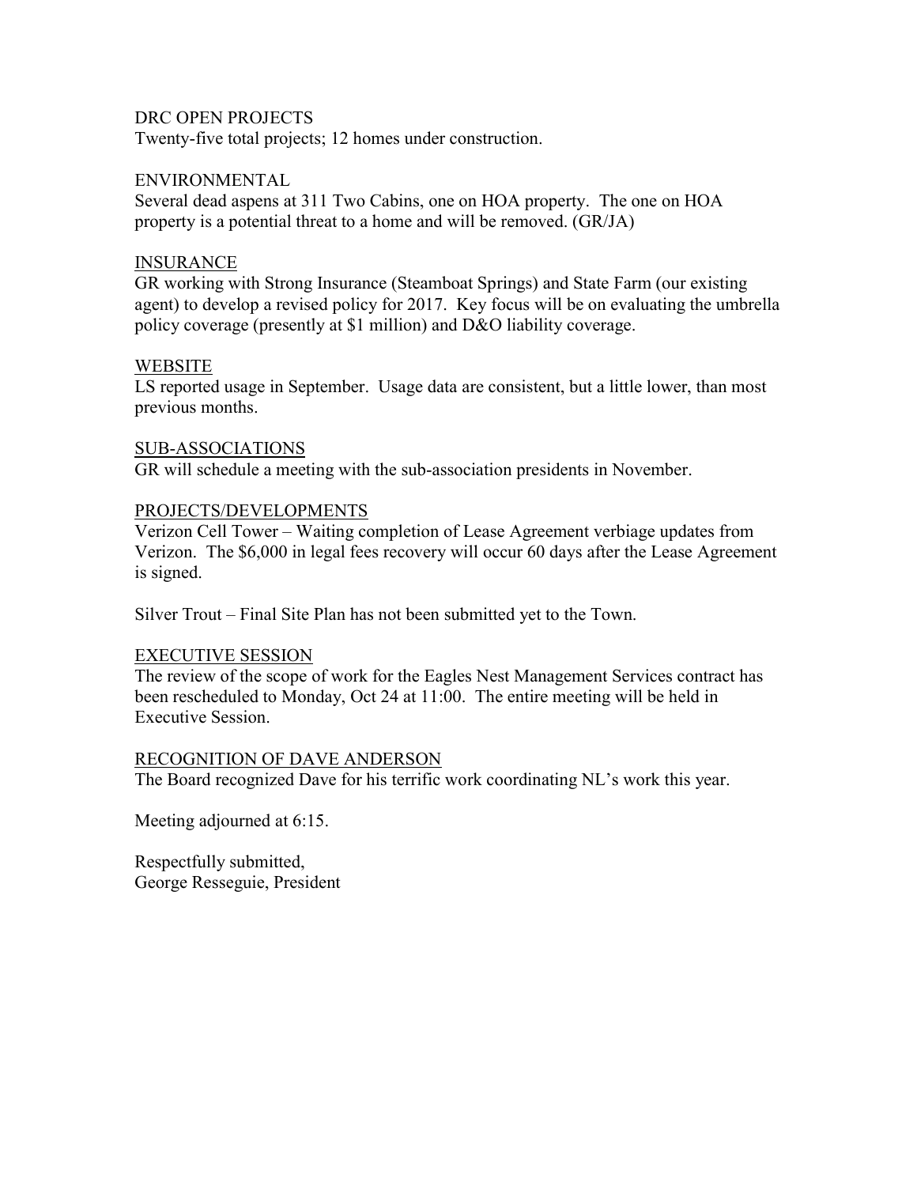DRC OPEN PROJECTS

Twenty-five total projects; 12 homes under construction.

ENVIRONMENTAL

Several dead aspens at 311 Two Cabins, one on HOA property. The one on HOA property is a potential threat to a home and will be removed. (GR/JA)

INSURANCE

GR working with Strong Insurance (Steamboat Springs) and State Farm (our existing agent) to develop a revised policy for 2017. Key focus will be on evaluating the umbrella policy coverage (presently at $1 million) and D&O liability coverage.

WEBSITE

LS reported usage in September. Usage data are consistent, but a little lower, than most previous months.

SUB-ASSOCIATIONS

GR will schedule a meeting with the sub-association presidents in November.

PROJECTS/DEVELOPMENTS

Verizon Cell Tower – Waiting completion of Lease Agreement verbiage updates from Verizon. The $6,000 in legal fees recovery will occur 60 days after the Lease Agreement is signed.

Silver Trout – Final Site Plan has not been submitted yet to the Town.

EXECUTIVE SESSION

The review of the scope of work for the Eagles Nest Management Services contract has been rescheduled to Monday, Oct 24 at 11:00. The entire meeting will be held in Executive Session.

RECOGNITION OF DAVE ANDERSON

The Board recognized Dave for his terrific work coordinating NL's work this year.

Meeting adjourned at 6:15.

Respectfully submitted,
George Resseguie, President